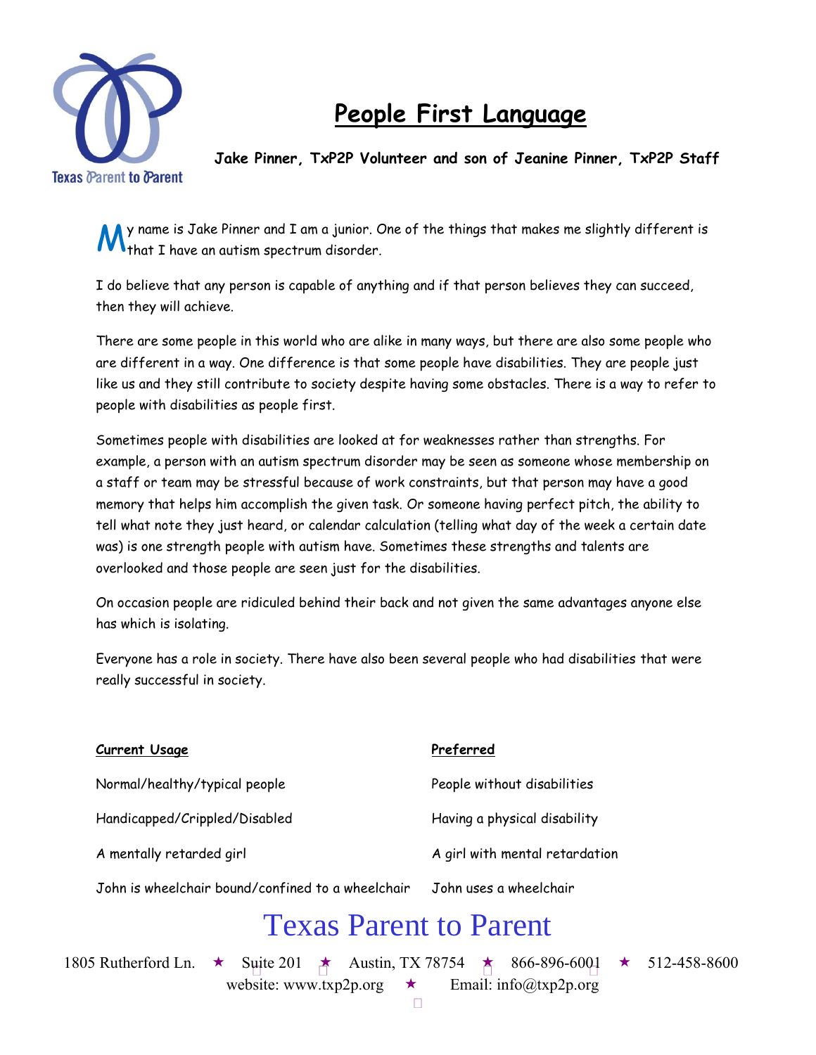# People First Language

**Jake Pinner, TxP2P Volunteer and son of Jeanine Pinner, TxP2P Staff**

My name is Jake Pinner and I am a junior. One of the things that makes me slightly different is that I have an autism spectrum disorder.

I do believe that any person is capable of anything and if that person believes they can succeed, then they will achieve.

There are some people in this world who are alike in many ways, but there are also some people who are different in a way. One difference is that some people have disabilities. They are people just like us and they still contribute to society despite having some obstacles. There is a way to refer to people with disabilities as people first.

Sometimes people with disabilities are looked at for weaknesses rather than strengths. For example, a person with an autism spectrum disorder may be seen as someone whose membership on a staff or team may be stressful because of work constraints, but that person may have a good memory that helps him accomplish the given task. Or someone having perfect pitch, the ability to tell what note they just heard, or calendar calculation (telling what day of the week a certain date was) is one strength people with autism have. Sometimes these strengths and talents are overlooked and those people are seen just for the disabilities.

On occasion people are ridiculed behind their back and not given the same advantages anyone else has which is isolating.

Everyone has a role in society. There have also been several people who had disabilities that were really successful in society.

| **Current Usage** | **Preferred** |
|---|---|
| Normal/healthy/typical people | People without disabilities |
| Handicapped/Crippled/Disabled | Having a physical disability |
| A mentally retarded girl | A girl with mental retardation |
| John is wheelchair bound/confined to a wheelchair | John uses a wheelchair |

Texas Parent to Parent

1805 Rutherford Ln. ★ Suite 201 ★ Austin, TX 78754 ★ 866-896-6001 ★ 512-458-8600
website: www.txp2p.org ★ Email: info@txp2p.org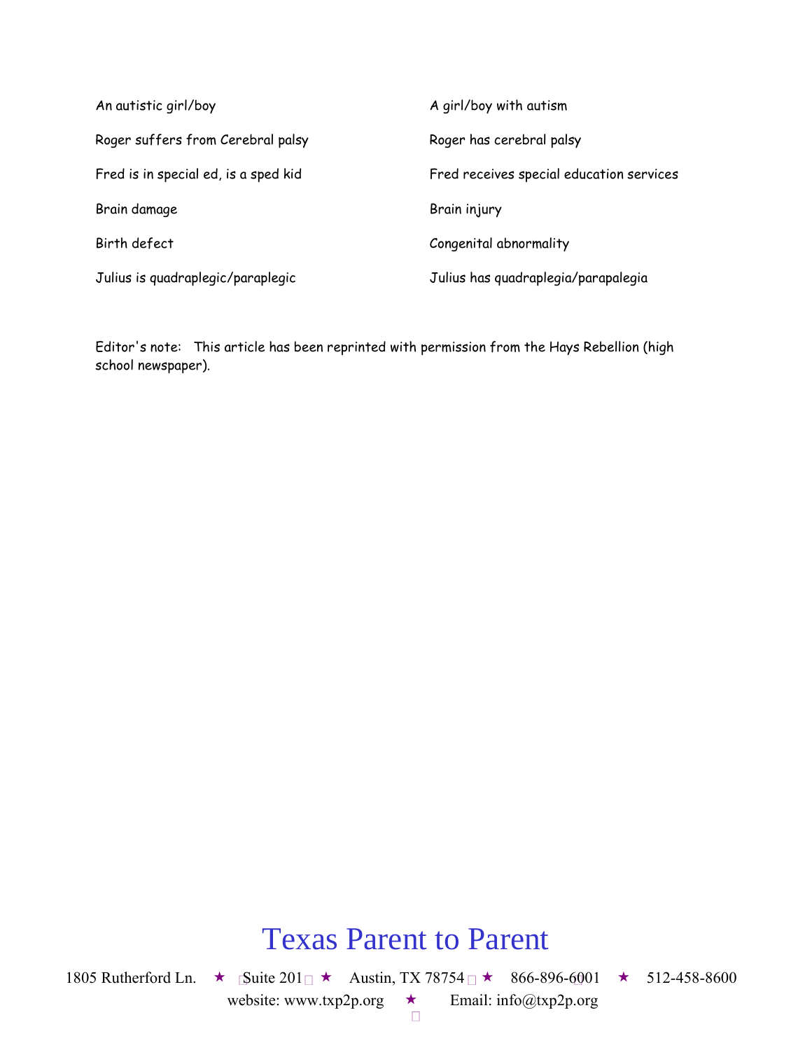| | |
|---|---|
| An autistic girl/boy | A girl/boy with autism |
| Roger suffers from Cerebral palsy | Roger has cerebral palsy |
| Fred is in special ed, is a sped kid | Fred receives special education services |
| Brain damage | Brain injury |
| Birth defect | Congenital abnormality |
| Julius is quadraplegic/paraplegic | Julius has quadraplegia/parapalegia |

Editor's note: This article has been reprinted with permission from the Hays Rebellion (high school newspaper).

Texas Parent to Parent

1805 Rutherford Ln. ★ Suite 201 ★ Austin, TX 78754 ★ 866-896-6001 ★ 512-458-8600
website: www.txp2p.org ★ Email: info@txp2p.org